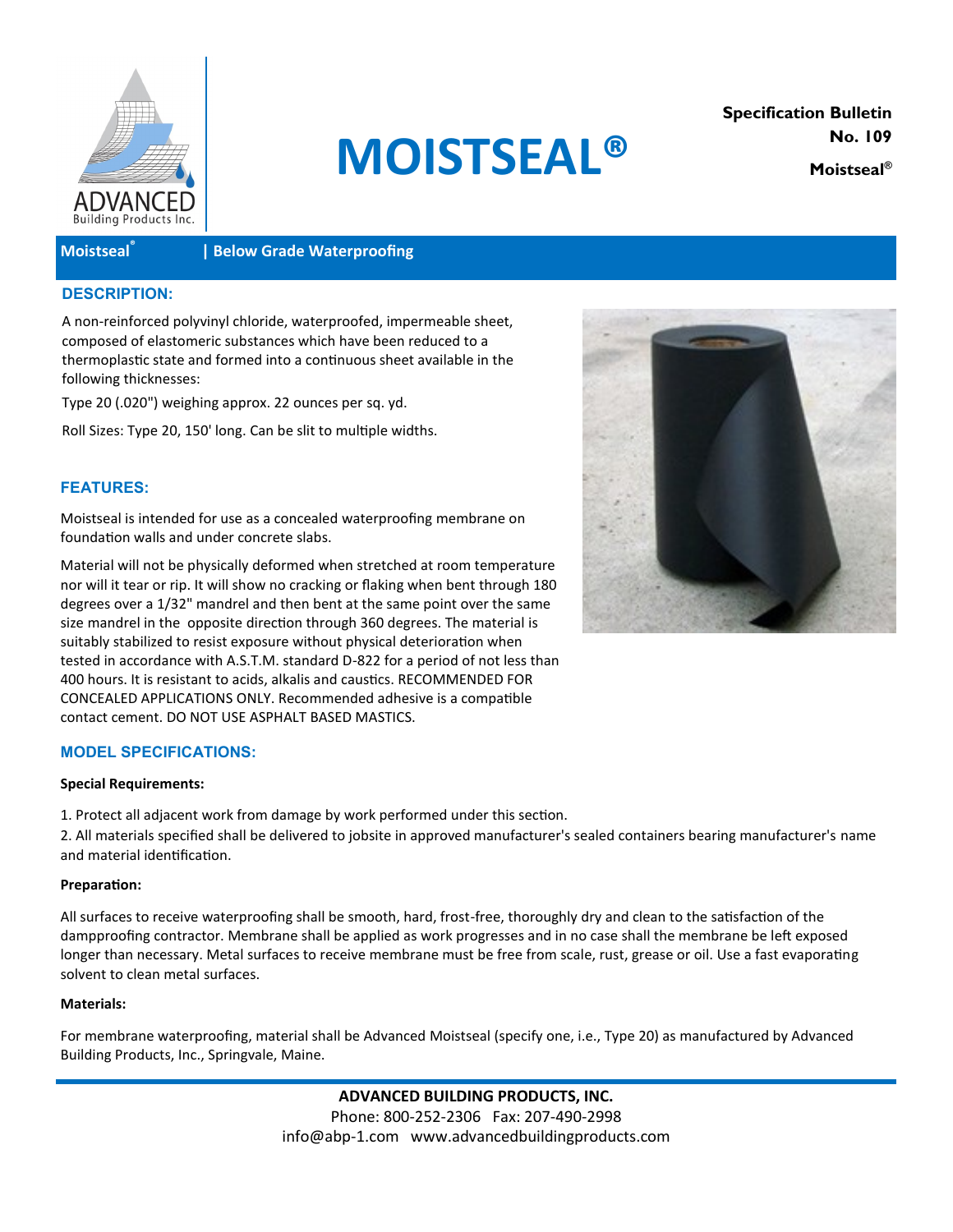ADVANCED
Building Products Inc.

# MOISTSEAL®

**Specification Bulletin No. 109**

**Moistseal®**

**Moistseal® | Below Grade Waterproofing**

## DESCRIPTION:

A non-reinforced polyvinyl chloride, waterproofed, impermeable sheet, composed of elastomeric substances which have been reduced to a thermoplastic state and formed into a continuous sheet available in the following thicknesses:

Type 20 (.020") weighing approx. 22 ounces per sq. yd.

Roll Sizes: Type 20, 150' long. Can be slit to multiple widths.

## FEATURES:

Moistseal is intended for use as a concealed waterproofing membrane on foundation walls and under concrete slabs.

Material will not be physically deformed when stretched at room temperature nor will it tear or rip. It will show no cracking or flaking when bent through 180 degrees over a 1/32" mandrel and then bent at the same point over the same size mandrel in the opposite direction through 360 degrees. The material is suitably stabilized to resist exposure without physical deterioration when tested in accordance with A.S.T.M. standard D-822 for a period of not less than 400 hours. It is resistant to acids, alkalis and caustics. RECOMMENDED FOR CONCEALED APPLICATIONS ONLY. Recommended adhesive is a compatible contact cement. DO NOT USE ASPHALT BASED MASTICS.

## MODEL SPECIFICATIONS:

**Special Requirements:**

1. Protect all adjacent work from damage by work performed under this section.
2. All materials specified shall be delivered to jobsite in approved manufacturer's sealed containers bearing manufacturer's name and material identification.

**Preparation:**

All surfaces to receive waterproofing shall be smooth, hard, frost-free, thoroughly dry and clean to the satisfaction of the dampproofing contractor. Membrane shall be applied as work progresses and in no case shall the membrane be left exposed longer than necessary. Metal surfaces to receive membrane must be free from scale, rust, grease or oil. Use a fast evaporating solvent to clean metal surfaces.

**Materials:**

For membrane waterproofing, material shall be Advanced Moistseal (specify one, i.e., Type 20) as manufactured by Advanced Building Products, Inc., Springvale, Maine.

**ADVANCED BUILDING PRODUCTS, INC.**
Phone: 800-252-2306 Fax: 207-490-2998
info@abp-1.com www.advancedbuildingproducts.com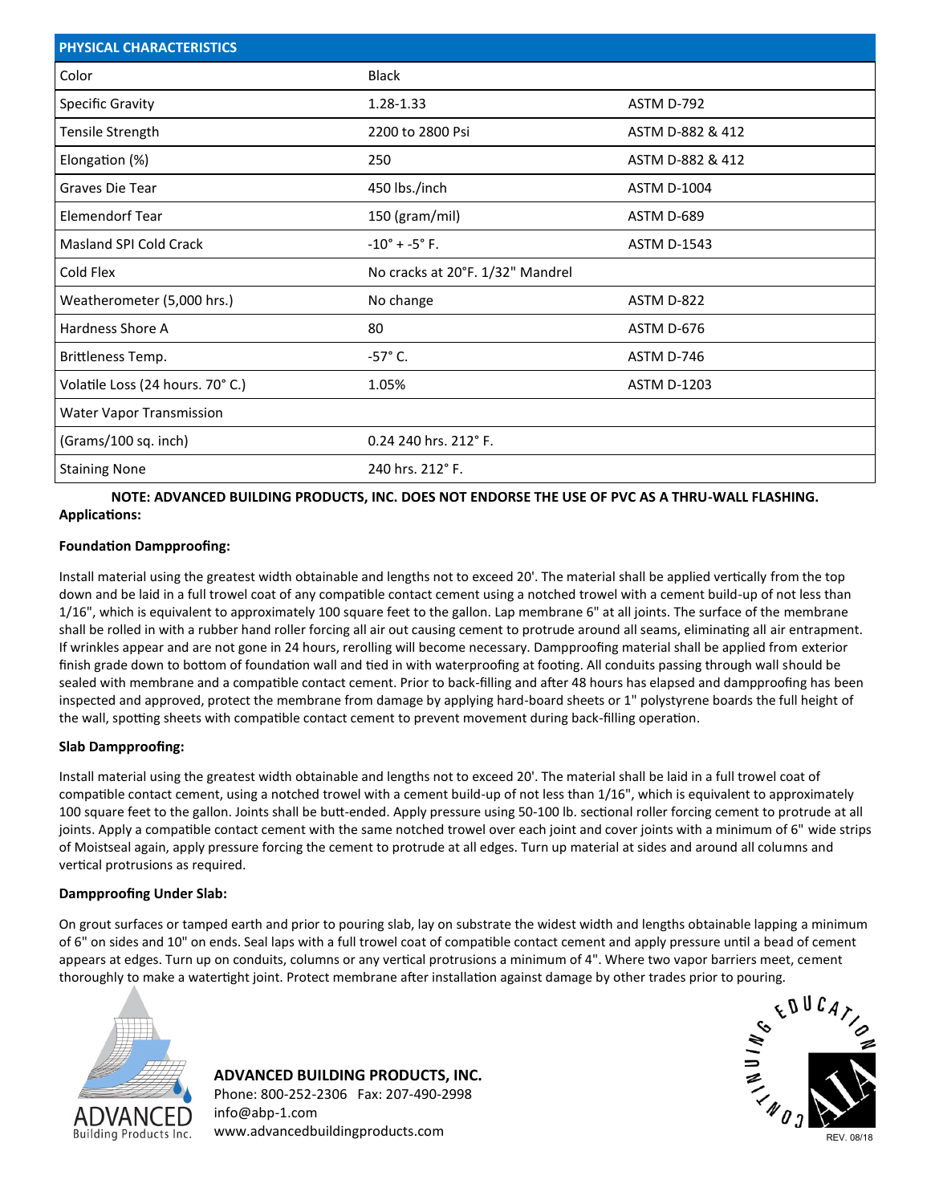| PHYSICAL CHARACTERISTICS | | |
|---|---|---|
| Color | Black | |
| Specific Gravity | 1.28-1.33 | ASTM D-792 |
| Tensile Strength | 2200 to 2800 Psi | ASTM D-882 & 412 |
| Elongation (%) | 250 | ASTM D-882 & 412 |
| Graves Die Tear | 450 lbs./inch | ASTM D-1004 |
| Elemendorf Tear | 150 (gram/mil) | ASTM D-689 |
| Masland SPI Cold Crack | -10° + -5° F. | ASTM D-1543 |
| Cold Flex | No cracks at 20°F. 1/32" Mandrel | |
| Weatherometer (5,000 hrs.) | No change | ASTM D-822 |
| Hardness Shore A | 80 | ASTM D-676 |
| Brittleness Temp. | -57° C. | ASTM D-746 |
| Volatile Loss (24 hours. 70° C.) | 1.05% | ASTM D-1203 |
| Water Vapor Transmission | | |
| (Grams/100 sq. inch) | 0.24 240 hrs. 212° F. | |
| Staining None | 240 hrs. 212° F. | |

**NOTE: ADVANCED BUILDING PRODUCTS, INC. DOES NOT ENDORSE THE USE OF PVC AS A THRU-WALL FLASHING.**

**Applications:**

**Foundation Dampproofing:**

Install material using the greatest width obtainable and lengths not to exceed 20'. The material shall be applied vertically from the top down and be laid in a full trowel coat of any compatible contact cement using a notched trowel with a cement build-up of not less than 1/16", which is equivalent to approximately 100 square feet to the gallon. Lap membrane 6" at all joints. The surface of the membrane shall be rolled in with a rubber hand roller forcing all air out causing cement to protrude around all seams, eliminating all air entrapment. If wrinkles appear and are not gone in 24 hours, rerolling will become necessary. Dampproofing material shall be applied from exterior finish grade down to bottom of foundation wall and tied in with waterproofing at footing. All conduits passing through wall should be sealed with membrane and a compatible contact cement. Prior to back-filling and after 48 hours has elapsed and dampproofing has been inspected and approved, protect the membrane from damage by applying hard-board sheets or 1" polystyrene boards the full height of the wall, spotting sheets with compatible contact cement to prevent movement during back-filling operation.

**Slab Dampproofing:**

Install material using the greatest width obtainable and lengths not to exceed 20'. The material shall be laid in a full trowel coat of compatible contact cement, using a notched trowel with a cement build-up of not less than 1/16", which is equivalent to approximately 100 square feet to the gallon. Joints shall be butt-ended. Apply pressure using 50-100 lb. sectional roller forcing cement to protrude at all joints. Apply a compatible contact cement with the same notched trowel over each joint and cover joints with a minimum of 6" wide strips of Moistseal again, apply pressure forcing the cement to protrude at all edges. Turn up material at sides and around all columns and vertical protrusions as required.

**Dampproofing Under Slab:**

On grout surfaces or tamped earth and prior to pouring slab, lay on substrate the widest width and lengths obtainable lapping a minimum of 6" on sides and 10" on ends. Seal laps with a full trowel coat of compatible contact cement and apply pressure until a bead of cement appears at edges. Turn up on conduits, columns or any vertical protrusions a minimum of 4". Where two vapor barriers meet, cement thoroughly to make a watertight joint. Protect membrane after installation against damage by other trades prior to pouring.

ADVANCED Building Products Inc.

**ADVANCED BUILDING PRODUCTS, INC.**
Phone: 800-252-2306 Fax: 207-490-2998
info@abp-1.com
www.advancedbuildingproducts.com

CONTINUING EDUCATION AIA

REV. 08/18